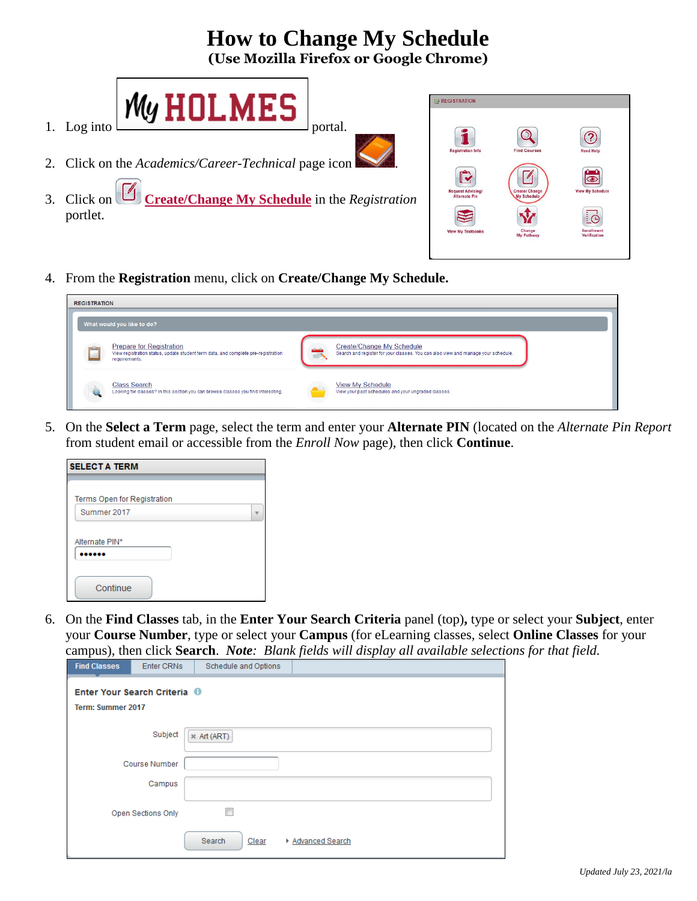# How to Change My Schedule

**(Use Mozilla Firefox or Google Chrome)**

1. Log into My HOLMES portal.
2. Click on the *Academics/Career-Technical* page icon.
3. Click on **Create/Change My Schedule** in the *Registration* portlet.
4. From the **Registration** menu, click on **Create/Change My Schedule.**
5. On the **Select a Term** page, select the term and enter your **Alternate PIN** (located on the *Alternate Pin Report* from student email or accessible from the *Enroll Now* page), then click **Continue**.
6. On the **Find Classes** tab, in the **Enter Your Search Criteria** panel (top)**,** type or select your **Subject**, enter your **Course Number**, type or select your **Campus** (for eLearning classes, select **Online Classes** for your campus), then click **Search**. ***Note**: Blank fields will display all available selections for that field.*

*Updated July 23, 2021/la*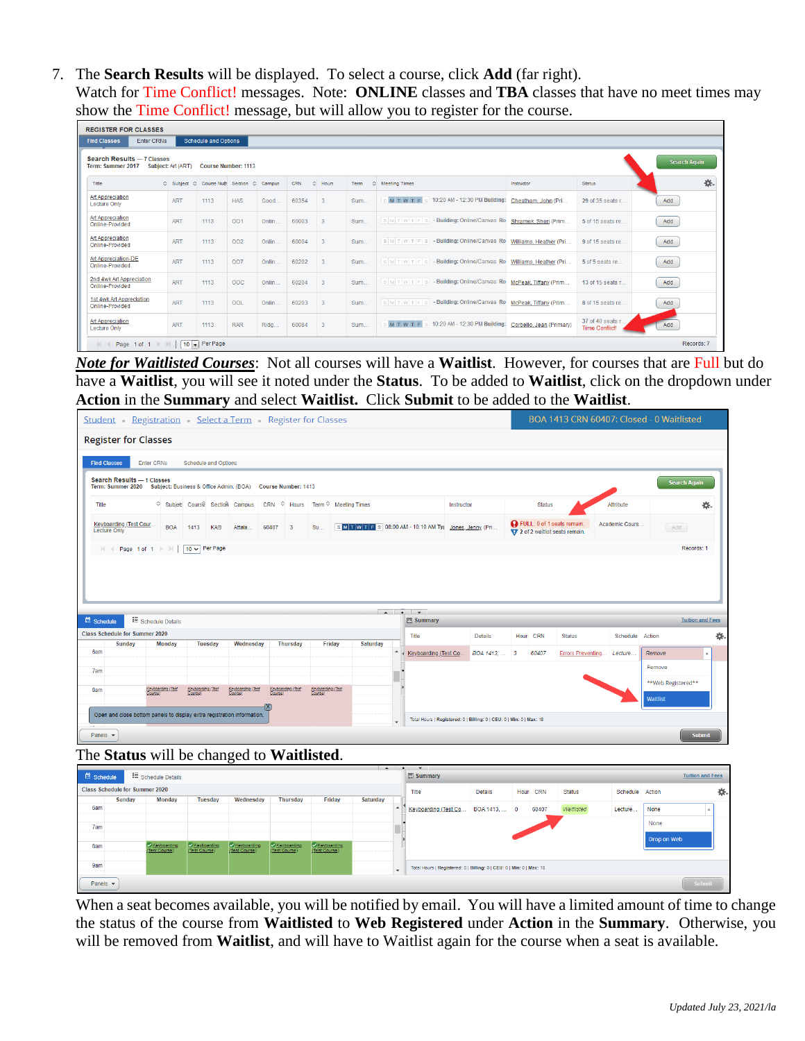7. The **Search Results** will be displayed. To select a course, click **Add** (far right). Watch for Time Conflict! messages. Note: **ONLINE** classes and **TBA** classes that have no meet times may show the Time Conflict! message, but will allow you to register for the course.

***Note for Waitlisted Courses***: Not all courses will have a **Waitlist**. However, for courses that are Full but do have a **Waitlist**, you will see it noted under the **Status**. To be added to **Waitlist**, click on the dropdown under **Action** in the **Summary** and select **Waitlist.** Click **Submit** to be added to the **Waitlist**.

The **Status** will be changed to **Waitlisted**.

When a seat becomes available, you will be notified by email. You will have a limited amount of time to change the status of the course from **Waitlisted** to **Web Registered** under **Action** in the **Summary**. Otherwise, you will be removed from **Waitlist**, and will have to Waitlist again for the course when a seat is available.

*Updated July 23, 2021/la*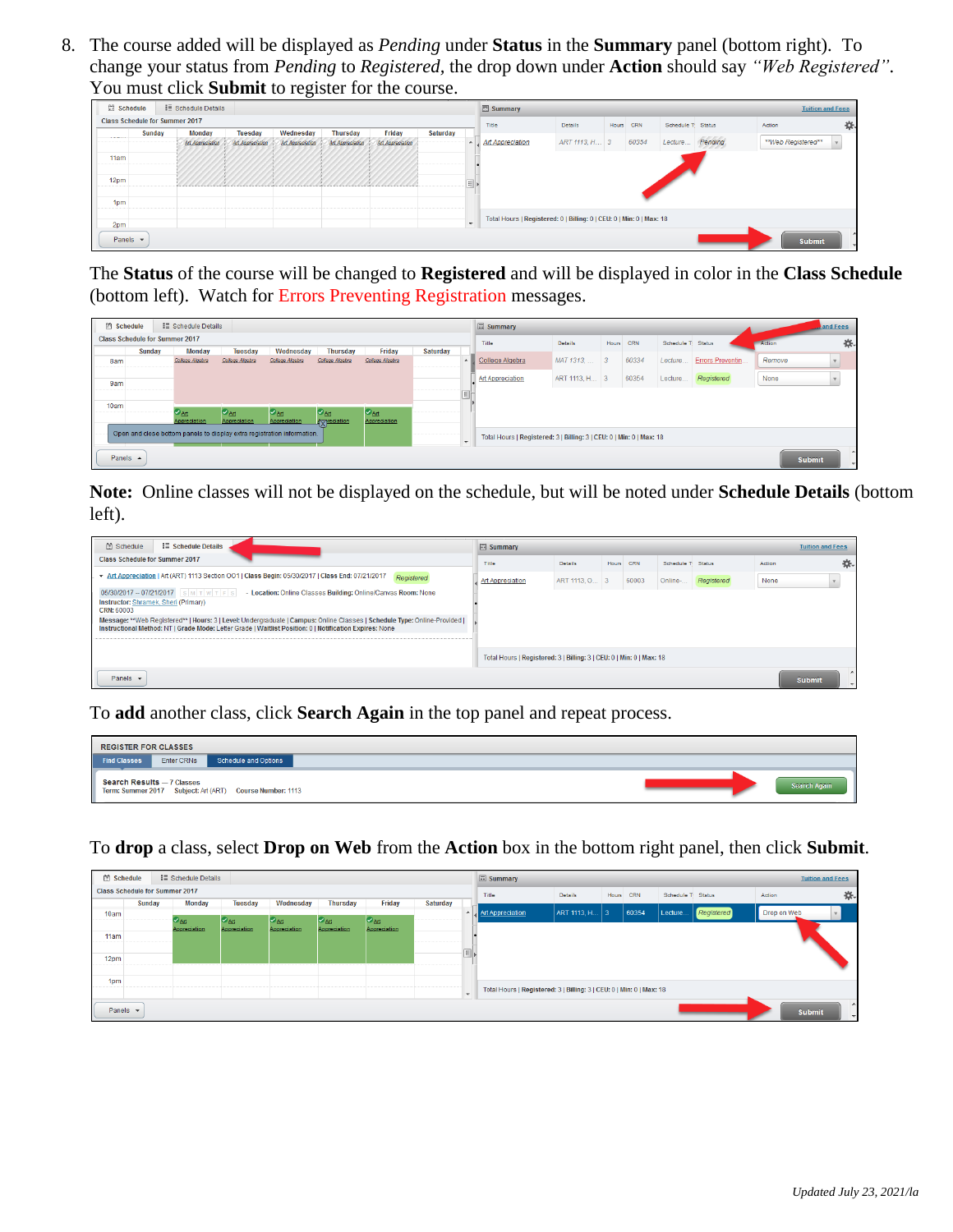8. The course added will be displayed as *Pending* under **Status** in the **Summary** panel (bottom right). To change your status from *Pending* to *Registered*, the drop down under **Action** should say *"Web Registered"*. You must click **Submit** to register for the course.

The **Status** of the course will be changed to **Registered** and will be displayed in color in the **Class Schedule** (bottom left). Watch for Errors Preventing Registration messages.

**Note:** Online classes will not be displayed on the schedule, but will be noted under **Schedule Details** (bottom left).

To **add** another class, click **Search Again** in the top panel and repeat process.

To **drop** a class, select **Drop on Web** from the **Action** box in the bottom right panel, then click **Submit**.

*Updated July 23, 2021/la*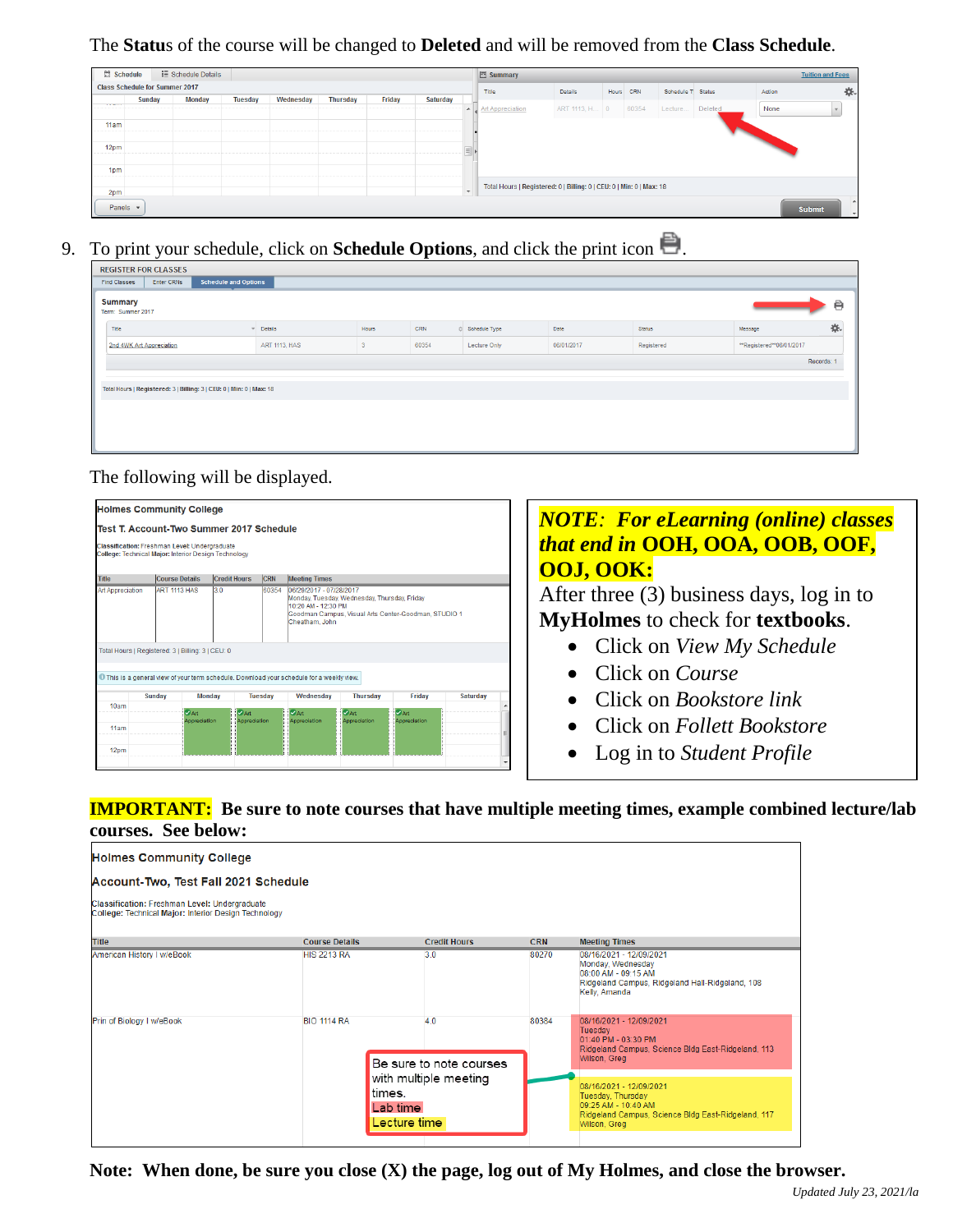The **Status** of the course will be changed to **Deleted** and will be removed from the **Class Schedule**.

9. To print your schedule, click on **Schedule Options**, and click the print icon.

The following will be displayed.

***NOTE: For eLearning (online) classes that end in* OOH, OOA, OOB, OOF, OOJ, OOK:**

After three (3) business days, log in to **MyHolmes** to check for **textbooks**.

- Click on *View My Schedule*
- Click on *Course*
- Click on *Bookstore link*
- Click on *Follett Bookstore*
- Log in to *Student Profile*

**IMPORTANT: Be sure to note courses that have multiple meeting times, example combined lecture/lab courses. See below:**

Holmes Community College

Account-Two, Test Fall 2021 Schedule

Classification: Freshman Level: Undergraduate
College: Technical Major: Interior Design Technology

| Title | Course Details | Credit Hours | CRN | Meeting Times |
|---|---|---|---|---|
| American History I w/eBook | HIS 2213 RA | 3.0 | 80270 | 08/16/2021 - 12/09/2021 Monday, Wednesday 08:00 AM - 09:15 AM Ridgeland Campus, Ridgeland Hall-Ridgeland, 108 Kelly, Amanda |
| Prin of Biology I w/eBook | BIO 1114 RA | 4.0 | 80384 | 08/16/2021 - 12/09/2021 Tuesday 01:40 PM - 03:30 PM Ridgeland Campus, Science Bldg East-Ridgeland, 113 Wilson, Greg<br>08/16/2021 - 12/09/2021 Tuesday, Thursday 09:25 AM - 10:40 AM Ridgeland Campus, Science Bldg East-Ridgeland, 117 Wilson, Greg |

Be sure to note courses with multiple meeting times.
Lab time
Lecture time

**Note: When done, be sure you close (X) the page, log out of My Holmes, and close the browser.**

*Updated July 23, 2021/la*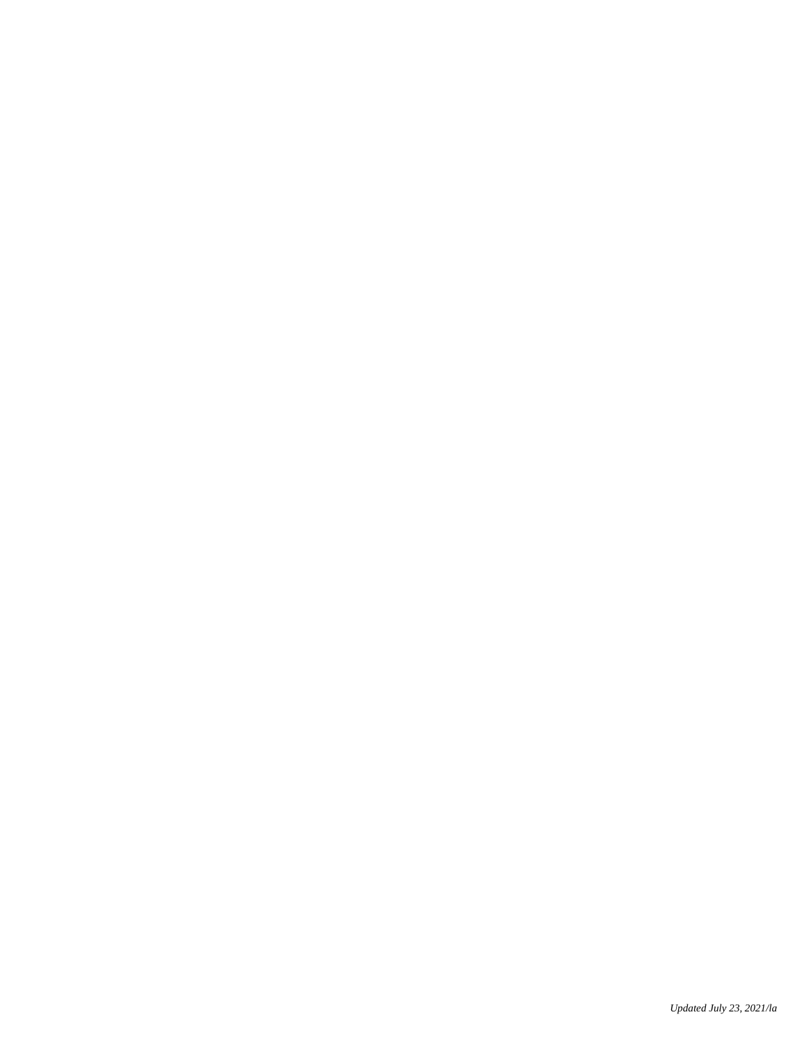*Updated July 23, 2021/la*